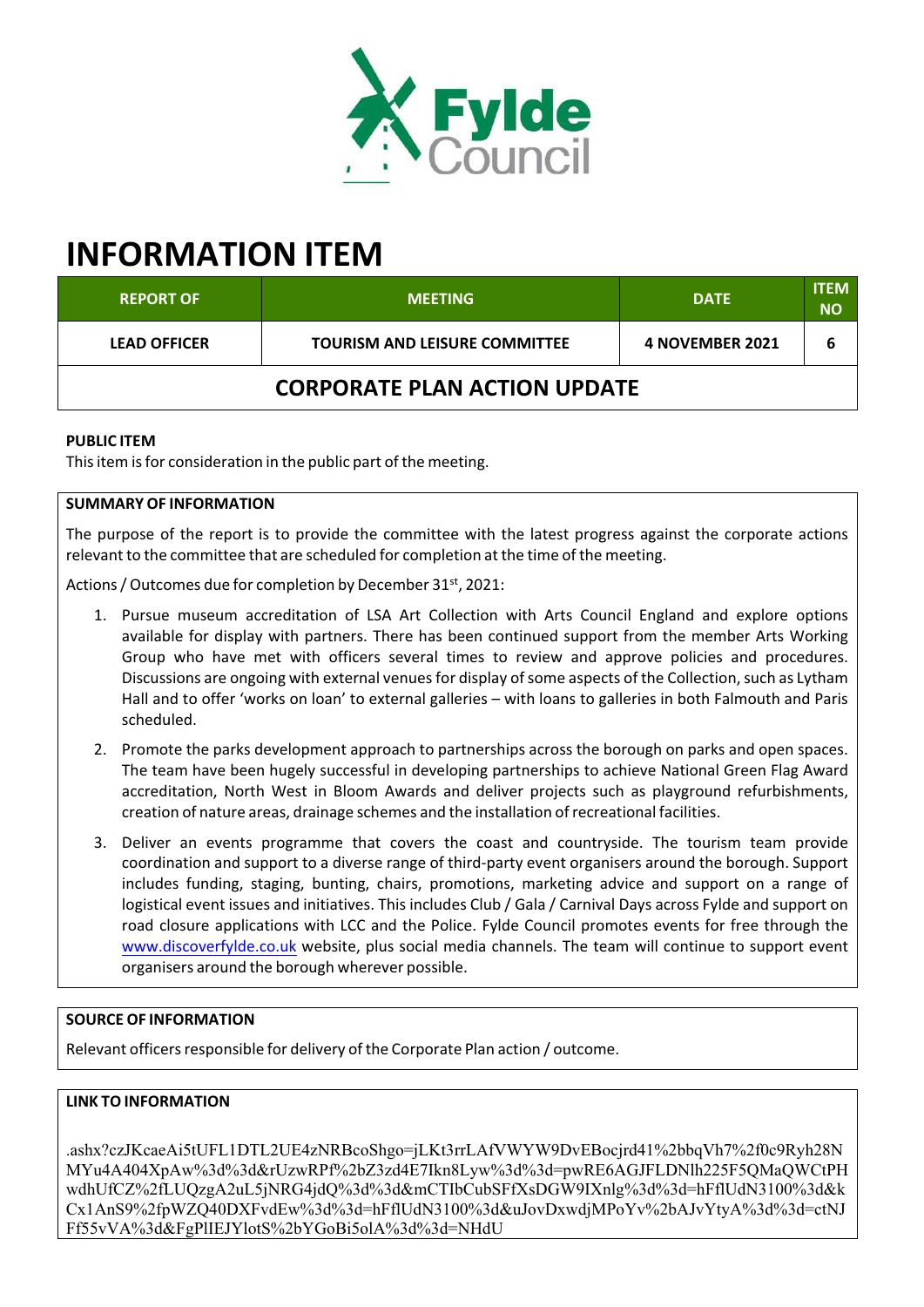# INFORMATION ITEM

| REPORT OF | MEETING | DATE | ITEM NO |
|---|---|---|---|
| LEAD OFFICER | TOURISM AND LEISURE COMMITTEE | 4 NOVEMBER 2021 | 6 |
| **CORPORATE PLAN ACTION UPDATE** | | | |

**PUBLIC ITEM**

This item is for consideration in the public part of the meeting.

**SUMMARY OF INFORMATION**

The purpose of the report is to provide the committee with the latest progress against the corporate actions relevant to the committee that are scheduled for completion at the time of the meeting.

Actions / Outcomes due for completion by December 31st, 2021:

1. Pursue museum accreditation of LSA Art Collection with Arts Council England and explore options available for display with partners. There has been continued support from the member Arts Working Group who have met with officers several times to review and approve policies and procedures. Discussions are ongoing with external venues for display of some aspects of the Collection, such as Lytham Hall and to offer 'works on loan' to external galleries – with loans to galleries in both Falmouth and Paris scheduled.
2. Promote the parks development approach to partnerships across the borough on parks and open spaces. The team have been hugely successful in developing partnerships to achieve National Green Flag Award accreditation, North West in Bloom Awards and deliver projects such as playground refurbishments, creation of nature areas, drainage schemes and the installation of recreational facilities.
3. Deliver an events programme that covers the coast and countryside. The tourism team provide coordination and support to a diverse range of third-party event organisers around the borough. Support includes funding, staging, bunting, chairs, promotions, marketing advice and support on a range of logistical event issues and initiatives. This includes Club / Gala / Carnival Days across Fylde and support on road closure applications with LCC and the Police. Fylde Council promotes events for free through the www.discoverfylde.co.uk website, plus social media channels. The team will continue to support event organisers around the borough wherever possible.

**SOURCE OF INFORMATION**

Relevant officers responsible for delivery of the Corporate Plan action / outcome.

**LINK TO INFORMATION**

.ashx?czJKcaeAi5tUFL1DTL2UE4zNRBcoShgo=jLKt3rrLAfVWYW9DvEBocjrd41%2bbqVh7%2f0c9Ryh28NMYu4A404XpAw%3d%3d&rUzwRPf%2bZ3zd4E7Ikn8Lyw%3d%3d=pwRE6AGJFLDNlh225F5QMaQWCtPHwdhUfCZ%2fLUQzgA2uL5jNRG4jdQ%3d%3d&mCTIbCubSFfXsDGW9IXnlg%3d%3d=hFflUdN3100%3d&kCx1AnS9%2fpWZQ40DXFvdEw%3d%3d=hFflUdN3100%3d&uJovDxwdjMPoYv%2bAJvYtyA%3d%3d=ctNJFf55vVA%3d&FgPlIEJYlotS%2bYGoBi5olA%3d%3d=NHdU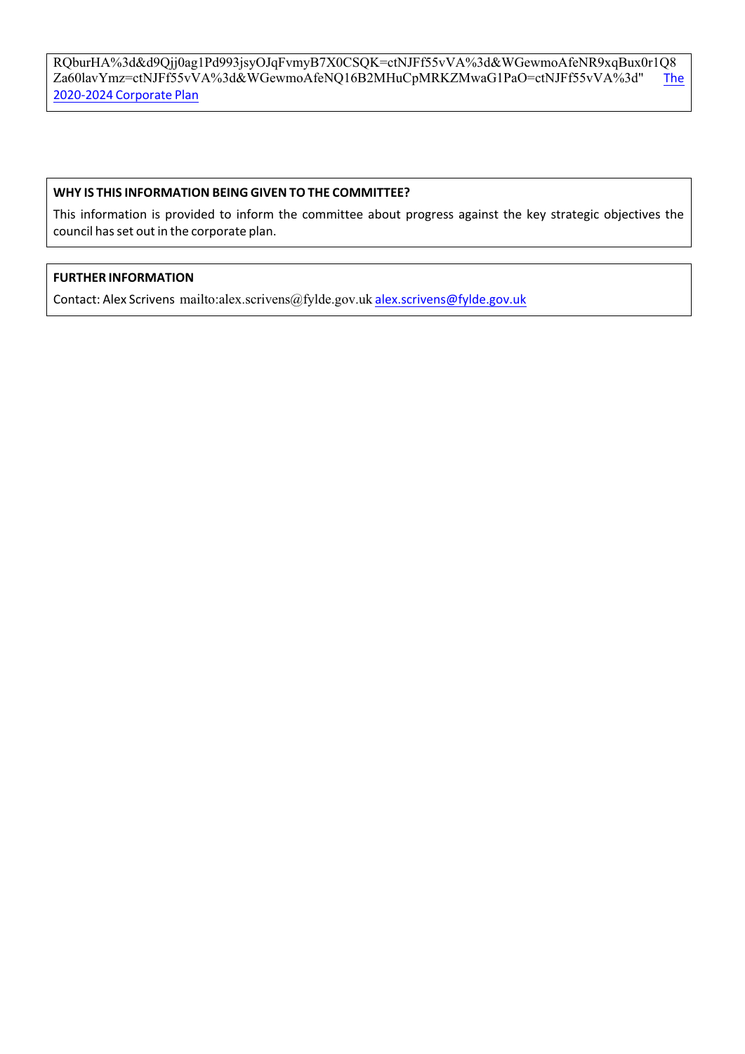RQburHA%3d&d9Qjj0ag1Pd993jsyOJqFvmyB7X0CSQK=ctNJFf55vVA%3d&WGewmoAfeNR9xqBux0r1Q8Za60lavYmz=ctNJFf55vVA%3d&WGewmoAfeNQ16B2MHuCpMRKZMwaG1PaO=ctNJFf55vVA%3d" The 2020-2024 Corporate Plan

**WHY IS THIS INFORMATION BEING GIVEN TO THE COMMITTEE?**

This information is provided to inform the committee about progress against the key strategic objectives the council has set out in the corporate plan.

**FURTHER INFORMATION**

Contact: Alex Scrivens mailto:alex.scrivens@fylde.gov.uk alex.scrivens@fylde.gov.uk